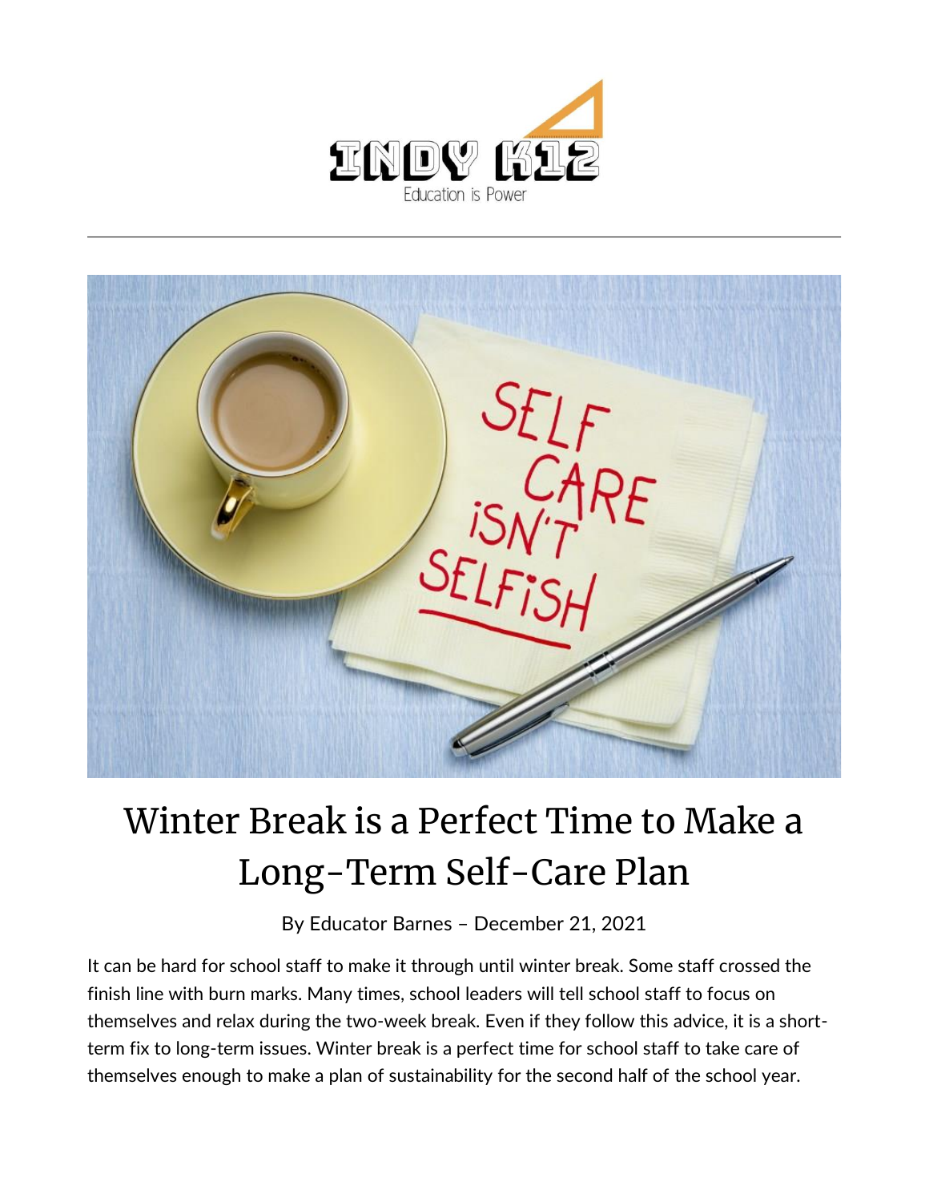INDY K12

Education is Power

# Winter Break is a Perfect Time to Make a Long-Term Self-Care Plan

By Educator Barnes – December 21, 2021

It can be hard for school staff to make it through until winter break. Some staff crossed the finish line with burn marks. Many times, school leaders will tell school staff to focus on themselves and relax during the two-week break. Even if they follow this advice, it is a short-term fix to long-term issues. Winter break is a perfect time for school staff to take care of themselves enough to make a plan of sustainability for the second half of the school year.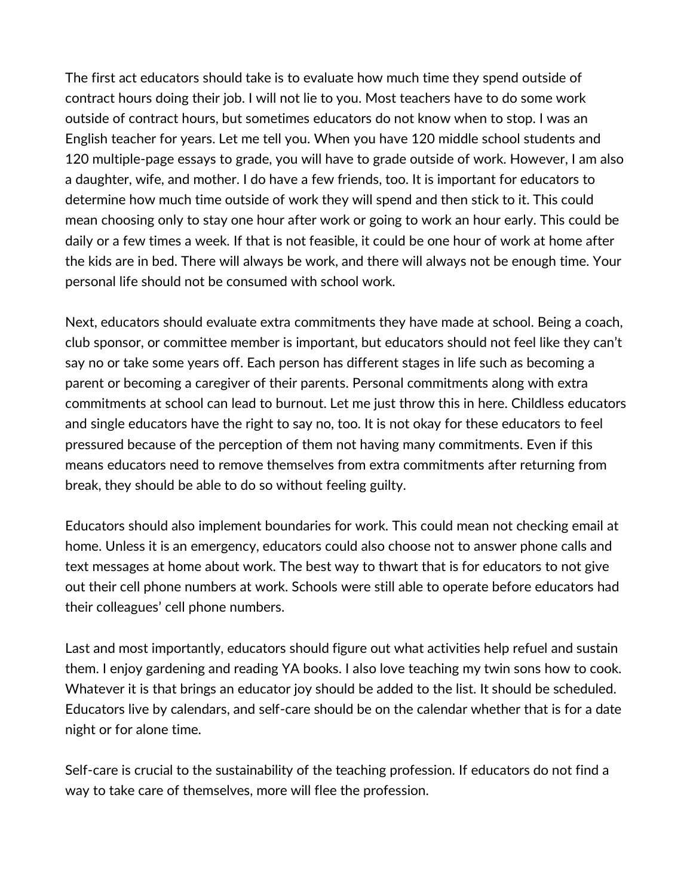The first act educators should take is to evaluate how much time they spend outside of contract hours doing their job. I will not lie to you. Most teachers have to do some work outside of contract hours, but sometimes educators do not know when to stop. I was an English teacher for years. Let me tell you. When you have 120 middle school students and 120 multiple-page essays to grade, you will have to grade outside of work. However, I am also a daughter, wife, and mother. I do have a few friends, too. It is important for educators to determine how much time outside of work they will spend and then stick to it. This could mean choosing only to stay one hour after work or going to work an hour early. This could be daily or a few times a week. If that is not feasible, it could be one hour of work at home after the kids are in bed. There will always be work, and there will always not be enough time. Your personal life should not be consumed with school work.

Next, educators should evaluate extra commitments they have made at school. Being a coach, club sponsor, or committee member is important, but educators should not feel like they can't say no or take some years off. Each person has different stages in life such as becoming a parent or becoming a caregiver of their parents. Personal commitments along with extra commitments at school can lead to burnout. Let me just throw this in here. Childless educators and single educators have the right to say no, too. It is not okay for these educators to feel pressured because of the perception of them not having many commitments. Even if this means educators need to remove themselves from extra commitments after returning from break, they should be able to do so without feeling guilty.

Educators should also implement boundaries for work. This could mean not checking email at home. Unless it is an emergency, educators could also choose not to answer phone calls and text messages at home about work. The best way to thwart that is for educators to not give out their cell phone numbers at work. Schools were still able to operate before educators had their colleagues' cell phone numbers.

Last and most importantly, educators should figure out what activities help refuel and sustain them. I enjoy gardening and reading YA books. I also love teaching my twin sons how to cook. Whatever it is that brings an educator joy should be added to the list. It should be scheduled. Educators live by calendars, and self-care should be on the calendar whether that is for a date night or for alone time.

Self-care is crucial to the sustainability of the teaching profession. If educators do not find a way to take care of themselves, more will flee the profession.